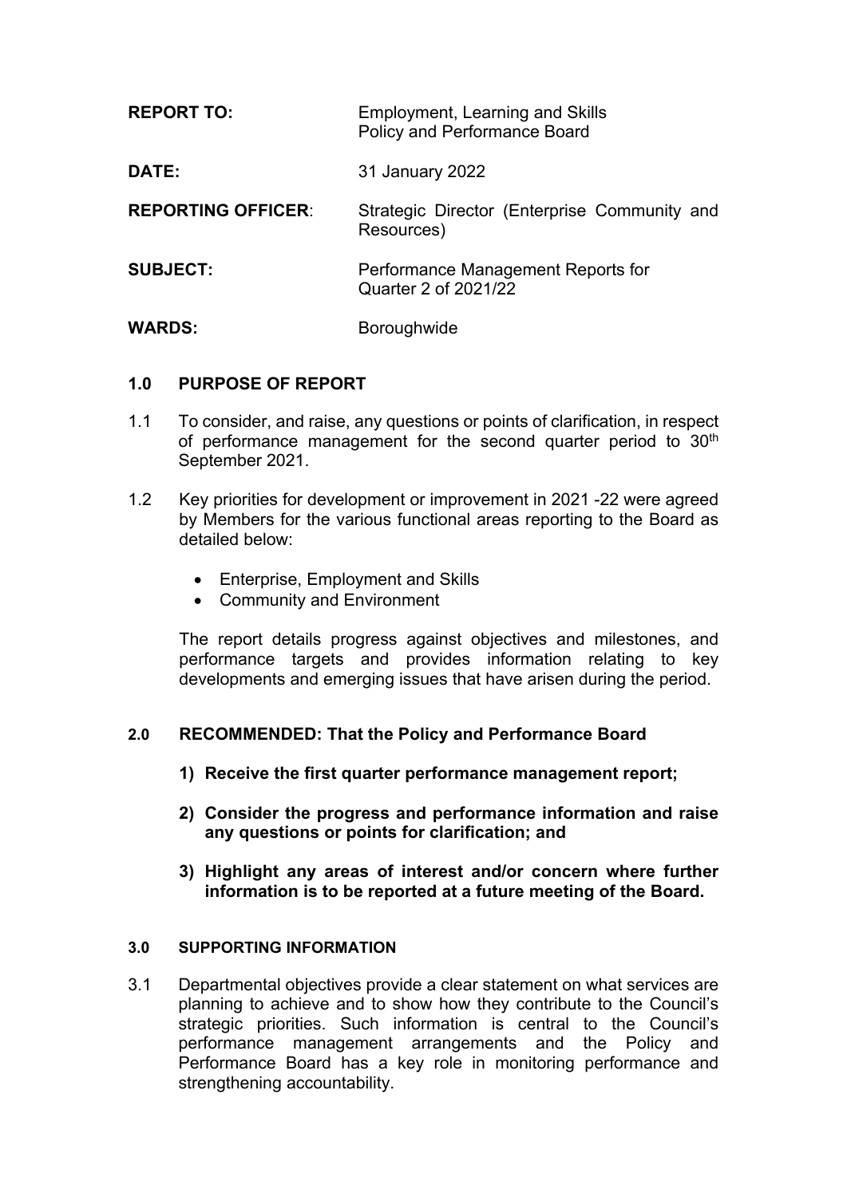| | |
|---|---|
| **REPORT TO:** | Employment, Learning and Skills Policy and Performance Board |
| **DATE:** | 31 January 2022 |
| **REPORTING OFFICER**: | Strategic Director (Enterprise Community and Resources) |
| **SUBJECT:** | Performance Management Reports for Quarter 2 of 2021/22 |
| **WARDS:** | Boroughwide |

## 1.0 PURPOSE OF REPORT

1.1 To consider, and raise, any questions or points of clarification, in respect of performance management for the second quarter period to 30th September 2021.

1.2 Key priorities for development or improvement in 2021 -22 were agreed by Members for the various functional areas reporting to the Board as detailed below:

- Enterprise, Employment and Skills
- Community and Environment

The report details progress against objectives and milestones, and performance targets and provides information relating to key developments and emerging issues that have arisen during the period.

## 2.0 RECOMMENDED: That the Policy and Performance Board

1) **Receive the first quarter performance management report;**

2) **Consider the progress and performance information and raise any questions or points for clarification; and**

3) **Highlight any areas of interest and/or concern where further information is to be reported at a future meeting of the Board.**

## 3.0 SUPPORTING INFORMATION

3.1 Departmental objectives provide a clear statement on what services are planning to achieve and to show how they contribute to the Council's strategic priorities. Such information is central to the Council's performance management arrangements and the Policy and Performance Board has a key role in monitoring performance and strengthening accountability.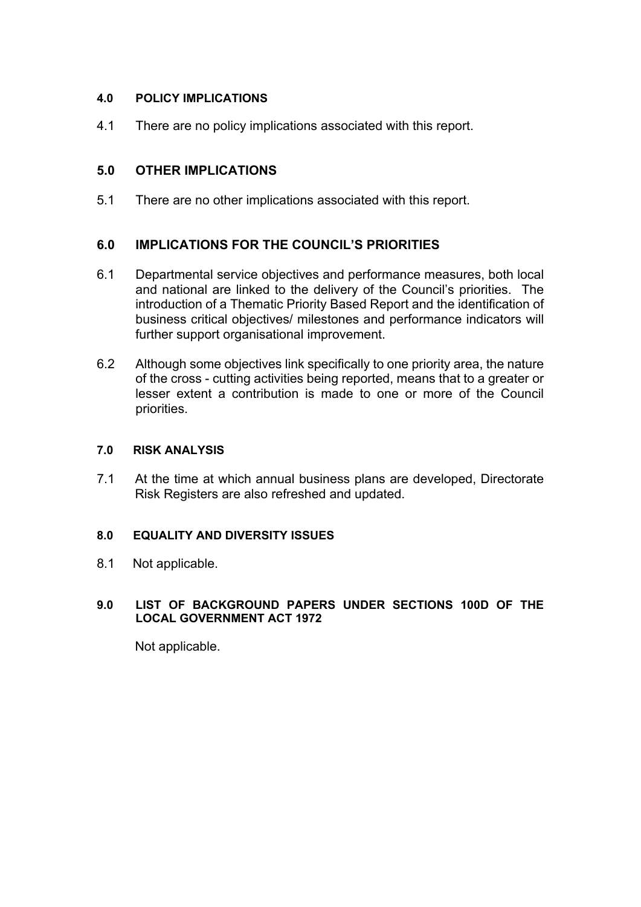## 4.0 POLICY IMPLICATIONS

4.1 There are no policy implications associated with this report.

## 5.0 OTHER IMPLICATIONS

5.1 There are no other implications associated with this report.

## 6.0 IMPLICATIONS FOR THE COUNCIL'S PRIORITIES

6.1 Departmental service objectives and performance measures, both local and national are linked to the delivery of the Council's priorities. The introduction of a Thematic Priority Based Report and the identification of business critical objectives/ milestones and performance indicators will further support organisational improvement.

6.2 Although some objectives link specifically to one priority area, the nature of the cross - cutting activities being reported, means that to a greater or lesser extent a contribution is made to one or more of the Council priorities.

## 7.0 RISK ANALYSIS

7.1 At the time at which annual business plans are developed, Directorate Risk Registers are also refreshed and updated.

## 8.0 EQUALITY AND DIVERSITY ISSUES

8.1 Not applicable.

## 9.0 LIST OF BACKGROUND PAPERS UNDER SECTIONS 100D OF THE LOCAL GOVERNMENT ACT 1972

Not applicable.